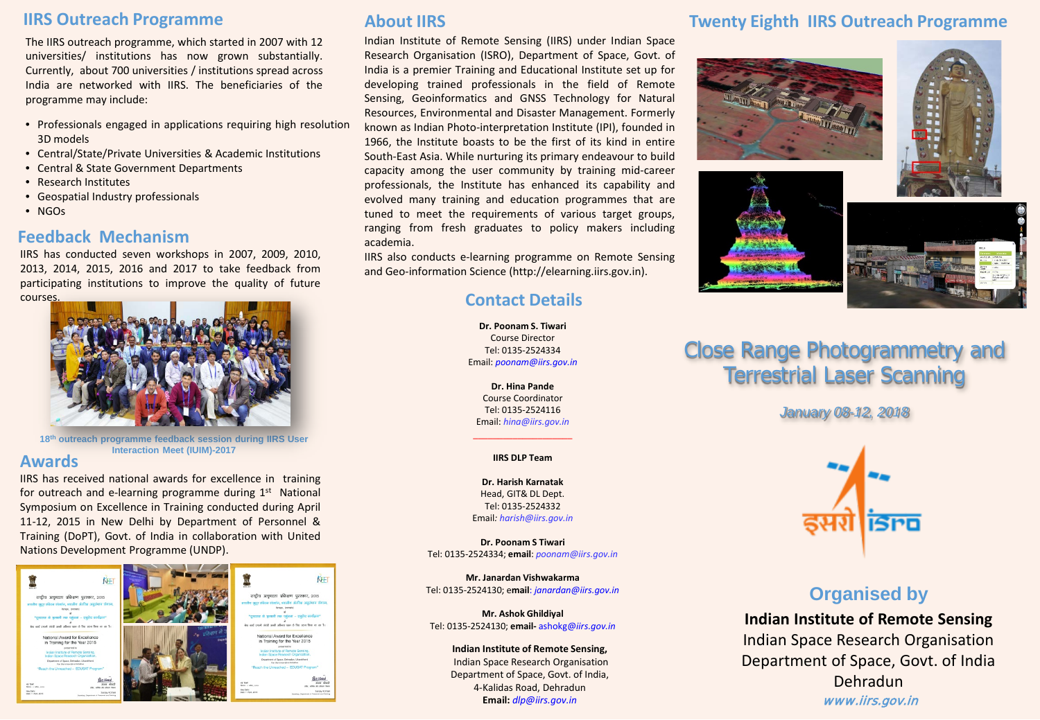## IIRS Outreach Programme

The IIRS outreach programme, which started in 2007 with 12 universities/ institutions has now grown substantially. Currently, about 700 universities / institutions spread across India are networked with IIRS. The beneficiaries of the programme may include:

- Professionals engaged in applications requiring high resolution 3D models
- Central/State/Private Universities & Academic Institutions
- Central & State Government Departments
- Research Institutes
- Geospatial Industry professionals
- NGOs

## Feedback Mechanism

IIRS has conducted seven workshops in 2007, 2009, 2010, 2013, 2014, 2015, 2016 and 2017 to take feedback from participating institutions to improve the quality of future courses.

**18th outreach programme feedback session during IIRS User Interaction Meet (IUIM)-2017**

## Awards

IIRS has received national awards for excellence in training for outreach and e-learning programme during 1st National Symposium on Excellence in Training conducted during April 11-12, 2015 in New Delhi by Department of Personnel & Training (DoPT), Govt. of India in collaboration with United Nations Development Programme (UNDP).

## About IIRS

Indian Institute of Remote Sensing (IIRS) under Indian Space Research Organisation (ISRO), Department of Space, Govt. of India is a premier Training and Educational Institute set up for developing trained professionals in the field of Remote Sensing, Geoinformatics and GNSS Technology for Natural Resources, Environmental and Disaster Management. Formerly known as Indian Photo-interpretation Institute (IPI), founded in 1966, the Institute boasts to be the first of its kind in entire South-East Asia. While nurturing its primary endeavour to build capacity among the user community by training mid-career professionals, the Institute has enhanced its capability and evolved many training and education programmes that are tuned to meet the requirements of various target groups, ranging from fresh graduates to policy makers including academia.

IIRS also conducts e-learning programme on Remote Sensing and Geo-information Science (http://elearning.iirs.gov.in).

## Contact Details

**Dr. Poonam S. Tiwari**
Course Director
Tel: 0135-2524334
Email: *poonam@iirs.gov.in*

**Dr. Hina Pande**
Course Coordinator
Tel: 0135-2524116
Email: *hina@iirs.gov.in*

**IIRS DLP Team**

**Dr. Harish Karnatak**
Head, GIT& DL Dept.
Tel: 0135-2524332
Email: *harish@iirs.gov.in*

**Dr. Poonam S Tiwari**
Tel: 0135-2524334; **email**: *poonam@iirs.gov.in*

**Mr. Janardan Vishwakarma**
Tel: 0135-2524130; e**mail**: *janardan@iirs.gov.in*

**Mr. Ashok Ghildiyal**
Tel: 0135-2524130; **email-** ashokg@iirs.gov.in

**Indian Institute of Remote Sensing,**
Indian Space Research Organisation
Department of Space, Govt. of India,
4-Kalidas Road, Dehradun
**Email:** *dlp@iirs.gov.in*

## Twenty Eighth IIRS Outreach Programme

# Close Range Photogrammetry and Terrestrial Laser Scanning

*January 08-12, 2018*

## Organised by

**Indian Institute of Remote Sensing**
Indian Space Research Organisation
Department of Space, Govt. of India
Dehradun
*www.iirs.gov.in*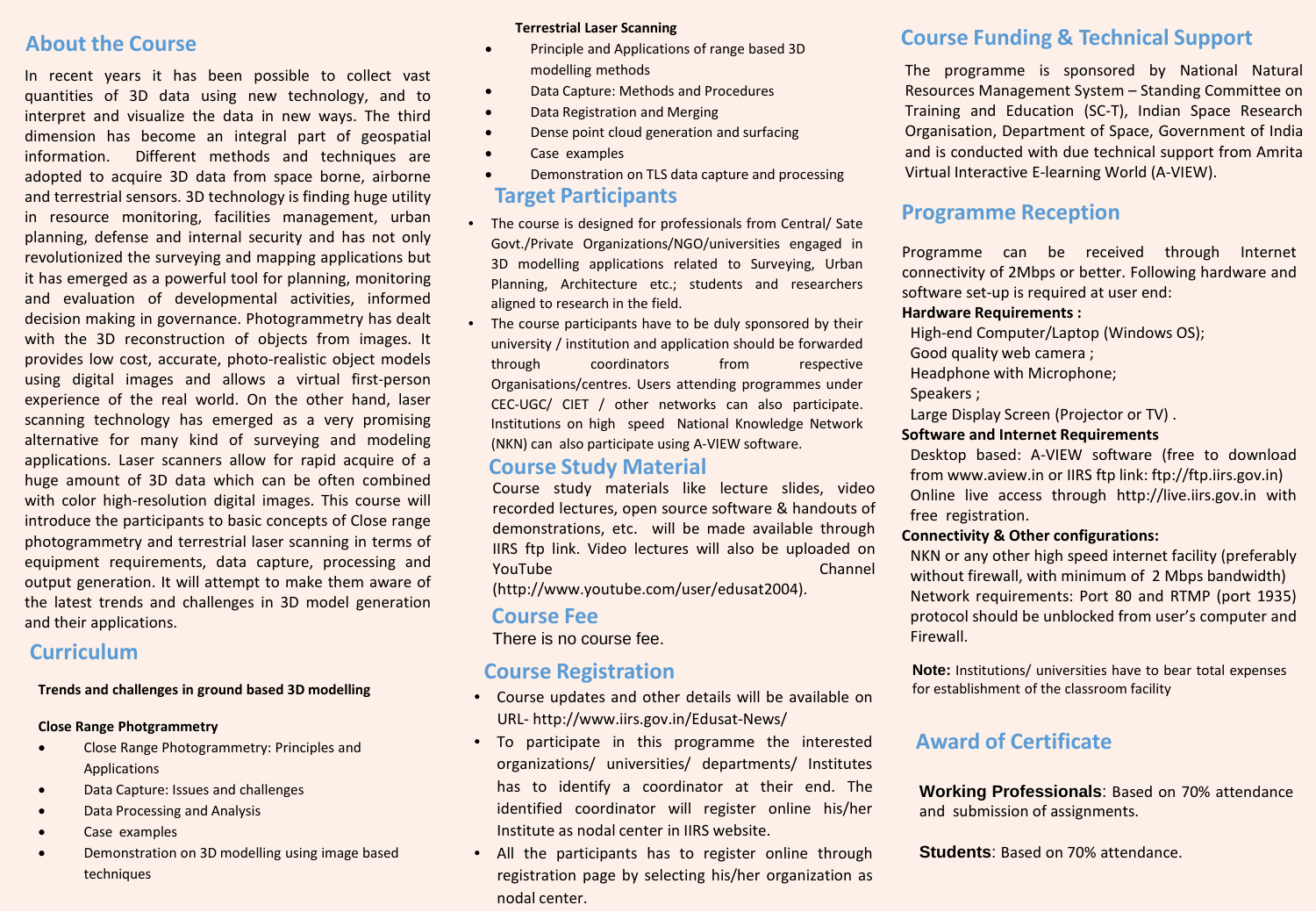## About the Course

In recent years it has been possible to collect vast quantities of 3D data using new technology, and to interpret and visualize the data in new ways. The third dimension has become an integral part of geospatial information. Different methods and techniques are adopted to acquire 3D data from space borne, airborne and terrestrial sensors. 3D technology is finding huge utility in resource monitoring, facilities management, urban planning, defense and internal security and has not only revolutionized the surveying and mapping applications but it has emerged as a powerful tool for planning, monitoring and evaluation of developmental activities, informed decision making in governance. Photogrammetry has dealt with the 3D reconstruction of objects from images. It provides low cost, accurate, photo-realistic object models using digital images and allows a virtual first-person experience of the real world. On the other hand, laser scanning technology has emerged as a very promising alternative for many kind of surveying and modeling applications. Laser scanners allow for rapid acquire of a huge amount of 3D data which can be often combined with color high-resolution digital images. This course will introduce the participants to basic concepts of Close range photogrammetry and terrestrial laser scanning in terms of equipment requirements, data capture, processing and output generation. It will attempt to make them aware of the latest trends and challenges in 3D model generation and their applications.

## Curriculum

**Trends and challenges in ground based 3D modelling**

**Close Range Photgrammetry**

- Close Range Photogrammetry: Principles and Applications
- Data Capture: Issues and challenges
- Data Processing and Analysis
- Case examples
- Demonstration on 3D modelling using image based techniques

**Terrestrial Laser Scanning**

- Principle and Applications of range based 3D modelling methods
- Data Capture: Methods and Procedures
- Data Registration and Merging
- Dense point cloud generation and surfacing
- Case examples
- Demonstration on TLS data capture and processing

## Target Participants

- The course is designed for professionals from Central/ Sate Govt./Private Organizations/NGO/universities engaged in 3D modelling applications related to Surveying, Urban Planning, Architecture etc.; students and researchers aligned to research in the field.
- The course participants have to be duly sponsored by their university / institution and application should be forwarded through coordinators from respective Organisations/centres. Users attending programmes under CEC-UGC/ CIET / other networks can also participate. Institutions on high speed National Knowledge Network (NKN) can also participate using A-VIEW software.

## Course Study Material

Course study materials like lecture slides, video recorded lectures, open source software & handouts of demonstrations, etc. will be made available through IIRS ftp link. Video lectures will also be uploaded on YouTube Channel (http://www.youtube.com/user/edusat2004).

## Course Fee

There is no course fee.

## Course Registration

- Course updates and other details will be available on URL- http://www.iirs.gov.in/Edusat-News/
- To participate in this programme the interested organizations/ universities/ departments/ Institutes has to identify a coordinator at their end. The identified coordinator will register online his/her Institute as nodal center in IIRS website.
- All the participants has to register online through registration page by selecting his/her organization as nodal center.

## Course Funding & Technical Support

The programme is sponsored by National Natural Resources Management System – Standing Committee on Training and Education (SC-T), Indian Space Research Organisation, Department of Space, Government of India and is conducted with due technical support from Amrita Virtual Interactive E-learning World (A-VIEW).

## Programme Reception

Programme can be received through Internet connectivity of 2Mbps or better. Following hardware and software set-up is required at user end:

**Hardware Requirements :**

High-end Computer/Laptop (Windows OS);
Good quality web camera ;
Headphone with Microphone;
Speakers ;
Large Display Screen (Projector or TV) .

**Software and Internet Requirements**

Desktop based: A-VIEW software (free to download from www.aview.in or IIRS ftp link: ftp://ftp.iirs.gov.in)
Online live access through http://live.iirs.gov.in with free registration.

**Connectivity & Other configurations:**

NKN or any other high speed internet facility (preferably without firewall, with minimum of 2 Mbps bandwidth)
Network requirements: Port 80 and RTMP (port 1935) protocol should be unblocked from user's computer and Firewall.

**Note:** Institutions/ universities have to bear total expenses for establishment of the classroom facility

## Award of Certificate

**Working Professionals**: Based on 70% attendance and submission of assignments.

**Students**: Based on 70% attendance.